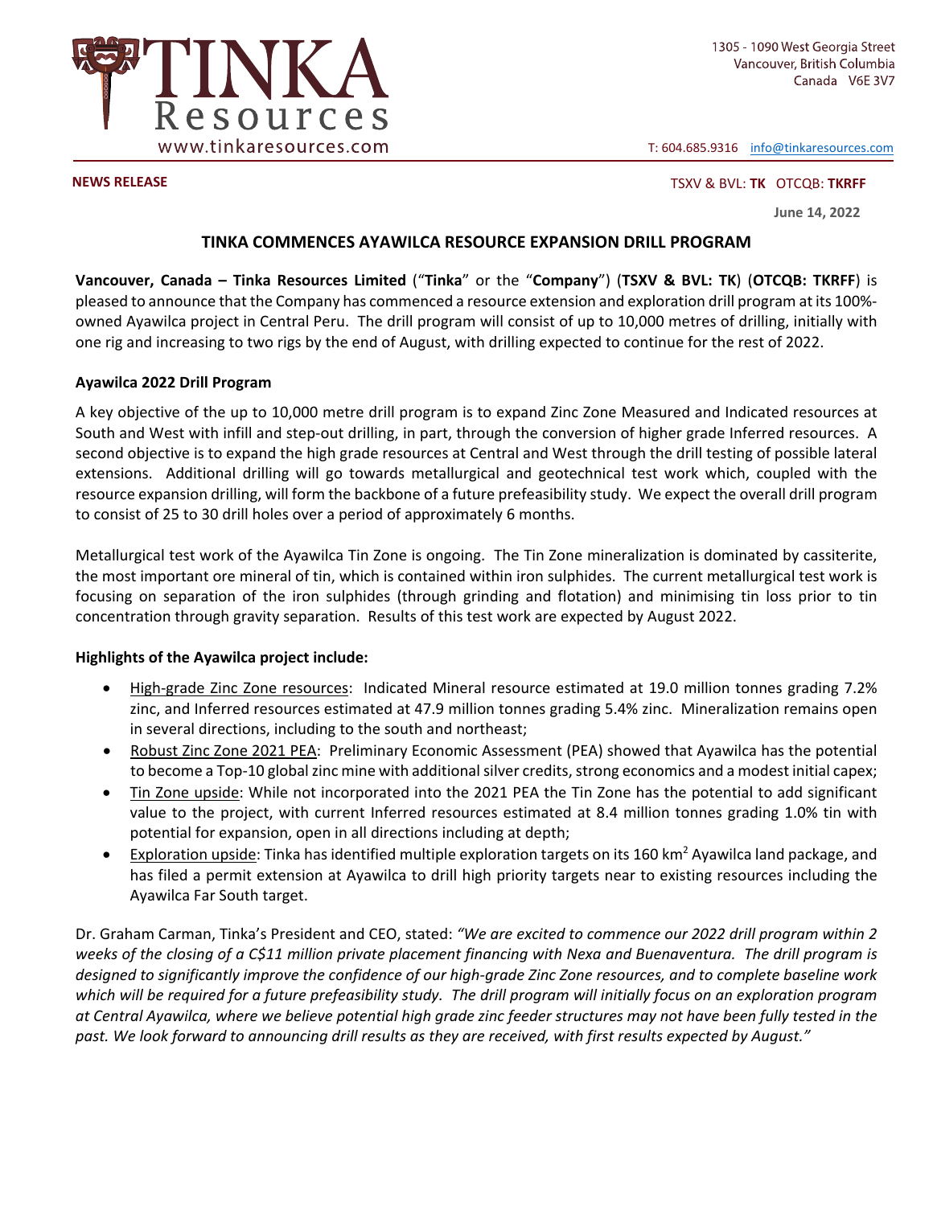TINKA Resources
www.tinkaresources.com

1305 - 1090 West Georgia Street
Vancouver, British Columbia
Canada V6E 3V7

T: 604.685.9316 info@tinkaresources.com

**NEWS RELEASE**

TSXV & BVL: **TK** OTCQB: **TKRFF**

**June 14, 2022**

# TINKA COMMENCES AYAWILCA RESOURCE EXPANSION DRILL PROGRAM

**Vancouver, Canada – Tinka Resources Limited** ("**Tinka**" or the "**Company**") (**TSXV & BVL: TK**) (**OTCQB: TKRFF**) is pleased to announce that the Company has commenced a resource extension and exploration drill program at its 100%-owned Ayawilca project in Central Peru. The drill program will consist of up to 10,000 metres of drilling, initially with one rig and increasing to two rigs by the end of August, with drilling expected to continue for the rest of 2022.

## Ayawilca 2022 Drill Program

A key objective of the up to 10,000 metre drill program is to expand Zinc Zone Measured and Indicated resources at South and West with infill and step-out drilling, in part, through the conversion of higher grade Inferred resources. A second objective is to expand the high grade resources at Central and West through the drill testing of possible lateral extensions. Additional drilling will go towards metallurgical and geotechnical test work which, coupled with the resource expansion drilling, will form the backbone of a future prefeasibility study. We expect the overall drill program to consist of 25 to 30 drill holes over a period of approximately 6 months.

Metallurgical test work of the Ayawilca Tin Zone is ongoing. The Tin Zone mineralization is dominated by cassiterite, the most important ore mineral of tin, which is contained within iron sulphides. The current metallurgical test work is focusing on separation of the iron sulphides (through grinding and flotation) and minimising tin loss prior to tin concentration through gravity separation. Results of this test work are expected by August 2022.

## Highlights of the Ayawilca project include:

- High-grade Zinc Zone resources: Indicated Mineral resource estimated at 19.0 million tonnes grading 7.2% zinc, and Inferred resources estimated at 47.9 million tonnes grading 5.4% zinc. Mineralization remains open in several directions, including to the south and northeast;
- Robust Zinc Zone 2021 PEA: Preliminary Economic Assessment (PEA) showed that Ayawilca has the potential to become a Top-10 global zinc mine with additional silver credits, strong economics and a modest initial capex;
- Tin Zone upside: While not incorporated into the 2021 PEA the Tin Zone has the potential to add significant value to the project, with current Inferred resources estimated at 8.4 million tonnes grading 1.0% tin with potential for expansion, open in all directions including at depth;
- Exploration upside: Tinka has identified multiple exploration targets on its 160 km$^2$ Ayawilca land package, and has filed a permit extension at Ayawilca to drill high priority targets near to existing resources including the Ayawilca Far South target.

Dr. Graham Carman, Tinka's President and CEO, stated: *"We are excited to commence our 2022 drill program within 2 weeks of the closing of a C$11 million private placement financing with Nexa and Buenaventura. The drill program is designed to significantly improve the confidence of our high-grade Zinc Zone resources, and to complete baseline work which will be required for a future prefeasibility study. The drill program will initially focus on an exploration program at Central Ayawilca, where we believe potential high grade zinc feeder structures may not have been fully tested in the past. We look forward to announcing drill results as they are received, with first results expected by August."*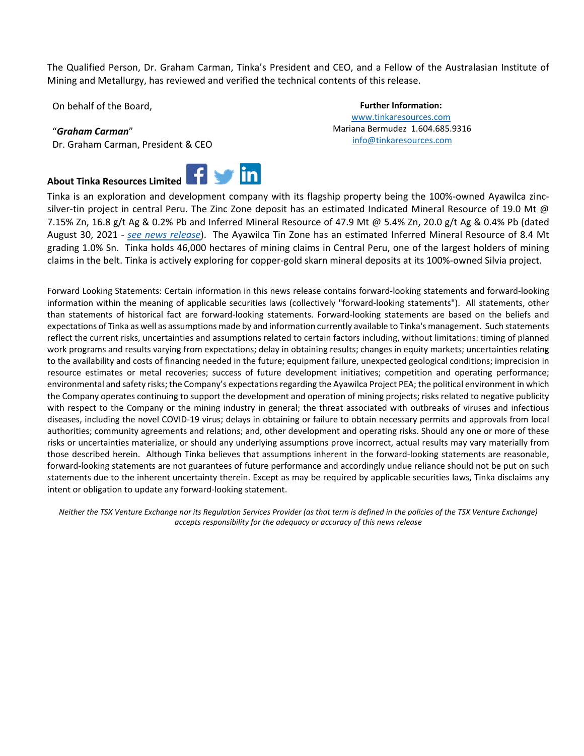The Qualified Person, Dr. Graham Carman, Tinka's President and CEO, and a Fellow of the Australasian Institute of Mining and Metallurgy, has reviewed and verified the technical contents of this release.

On behalf of the Board,

"***Graham Carman***"
Dr. Graham Carman, President & CEO

**Further Information:**
www.tinkaresources.com
Mariana Bermudez 1.604.685.9316
info@tinkaresources.com

**About Tinka Resources Limited**

Tinka is an exploration and development company with its flagship property being the 100%-owned Ayawilca zinc-silver-tin project in central Peru. The Zinc Zone deposit has an estimated Indicated Mineral Resource of 19.0 Mt @ 7.15% Zn, 16.8 g/t Ag & 0.2% Pb and Inferred Mineral Resource of 47.9 Mt @ 5.4% Zn, 20.0 g/t Ag & 0.4% Pb (dated August 30, 2021 - *see news release*). The Ayawilca Tin Zone has an estimated Inferred Mineral Resource of 8.4 Mt grading 1.0% Sn. Tinka holds 46,000 hectares of mining claims in Central Peru, one of the largest holders of mining claims in the belt. Tinka is actively exploring for copper-gold skarn mineral deposits at its 100%-owned Silvia project.

Forward Looking Statements: Certain information in this news release contains forward-looking statements and forward-looking information within the meaning of applicable securities laws (collectively "forward-looking statements"). All statements, other than statements of historical fact are forward-looking statements. Forward-looking statements are based on the beliefs and expectations of Tinka as well as assumptions made by and information currently available to Tinka's management. Such statements reflect the current risks, uncertainties and assumptions related to certain factors including, without limitations: timing of planned work programs and results varying from expectations; delay in obtaining results; changes in equity markets; uncertainties relating to the availability and costs of financing needed in the future; equipment failure, unexpected geological conditions; imprecision in resource estimates or metal recoveries; success of future development initiatives; competition and operating performance; environmental and safety risks; the Company's expectations regarding the Ayawilca Project PEA; the political environment in which the Company operates continuing to support the development and operation of mining projects; risks related to negative publicity with respect to the Company or the mining industry in general; the threat associated with outbreaks of viruses and infectious diseases, including the novel COVID-19 virus; delays in obtaining or failure to obtain necessary permits and approvals from local authorities; community agreements and relations; and, other development and operating risks. Should any one or more of these risks or uncertainties materialize, or should any underlying assumptions prove incorrect, actual results may vary materially from those described herein. Although Tinka believes that assumptions inherent in the forward-looking statements are reasonable, forward-looking statements are not guarantees of future performance and accordingly undue reliance should not be put on such statements due to the inherent uncertainty therein. Except as may be required by applicable securities laws, Tinka disclaims any intent or obligation to update any forward-looking statement.

*Neither the TSX Venture Exchange nor its Regulation Services Provider (as that term is defined in the policies of the TSX Venture Exchange) accepts responsibility for the adequacy or accuracy of this news release*